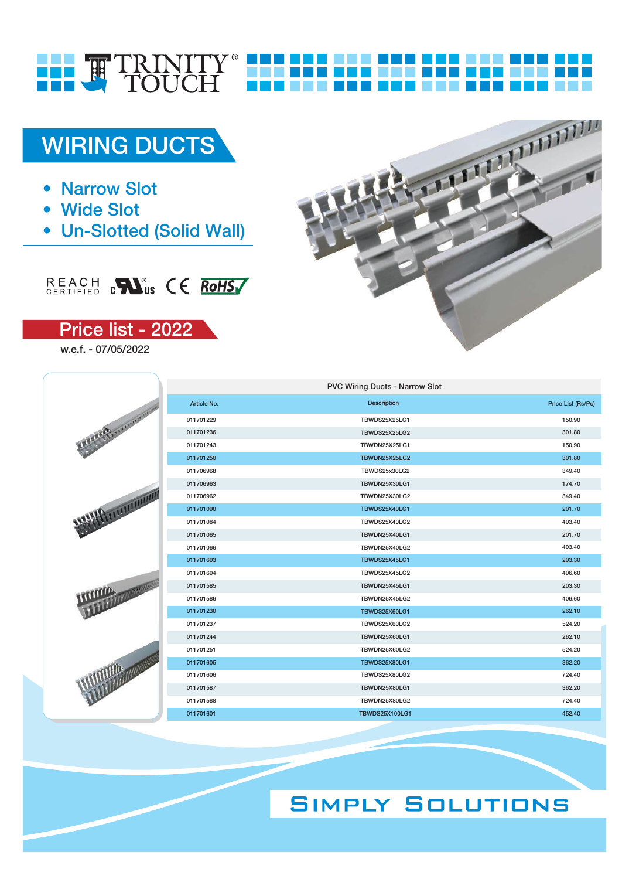TRINITY® TOUCH

# WIRING DUCTS

- Narrow Slot
- Wide Slot
- Un-Slotted (Solid Wall)

REACH CERTIFIED   c UL us   CE   RoHS

## Price list - 2022

w.e.f. - 07/05/2022

| PVC Wiring Ducts - Narrow Slot | | |
|---|---|---|
| Article No. | Description | Price List (Rs/Pc) |
| 011701229 | TBWDS25X25LG1 | 150.90 |
| 011701236 | TBWDS25X25LG2 | 301.80 |
| 011701243 | TBWDN25X25LG1 | 150.90 |
| 011701250 | TBWDN25X25LG2 | 301.80 |
| 011706968 | TBWDS25x30LG2 | 349.40 |
| 011706963 | TBWDN25X30LG1 | 174.70 |
| 011706962 | TBWDN25X30LG2 | 349.40 |
| 011701090 | TBWDS25X40LG1 | 201.70 |
| 011701084 | TBWDS25X40LG2 | 403.40 |
| 011701065 | TBWDN25X40LG1 | 201.70 |
| 011701066 | TBWDN25X40LG2 | 403.40 |
| 011701603 | TBWDS25X45LG1 | 203.30 |
| 011701604 | TBWDS25X45LG2 | 406.60 |
| 011701585 | TBWDN25X45LG1 | 203.30 |
| 011701586 | TBWDN25X45LG2 | 406.60 |
| 011701230 | TBWDS25X60LG1 | 262.10 |
| 011701237 | TBWDS25X60LG2 | 524.20 |
| 011701244 | TBWDN25X60LG1 | 262.10 |
| 011701251 | TBWDN25X60LG2 | 524.20 |
| 011701605 | TBWDS25X80LG1 | 362.20 |
| 011701606 | TBWDS25X80LG2 | 724.40 |
| 011701587 | TBWDN25X80LG1 | 362.20 |
| 011701588 | TBWDN25X80LG2 | 724.40 |
| 011701601 | TBWDS25X100LG1 | 452.40 |

SIMPLY SOLUTIONS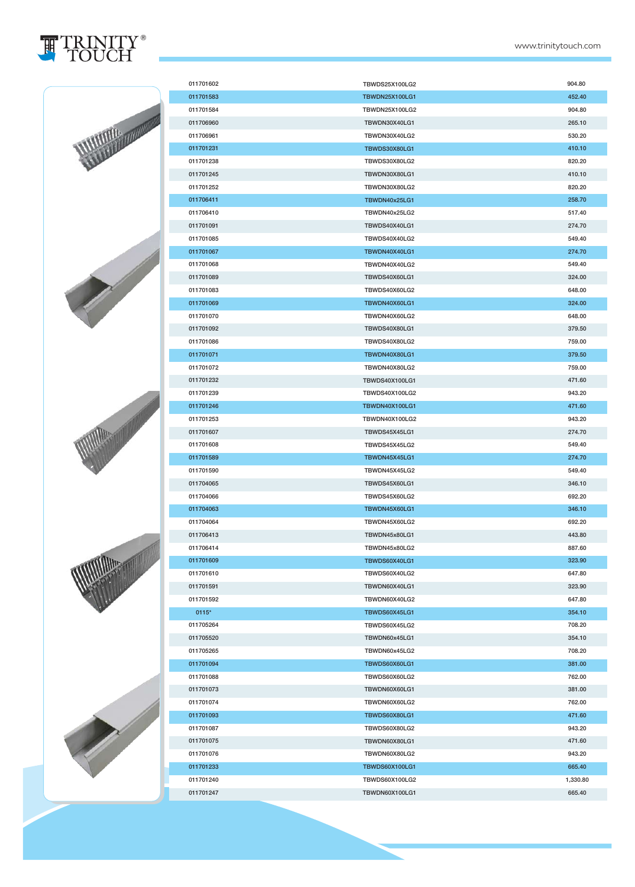| | | |
|---|---|---|
| 011701602 | TBWDS25X100LG2 | 904.80 |
| 011701583 | TBWDN25X100LG1 | 452.40 |
| 011701584 | TBWDN25X100LG2 | 904.80 |
| 011706960 | TBWDN30X40LG1 | 265.10 |
| 011706961 | TBWDN30X40LG2 | 530.20 |
| 011701231 | TBWDS30X80LG1 | 410.10 |
| 011701238 | TBWDS30X80LG2 | 820.20 |
| 011701245 | TBWDN30X80LG1 | 410.10 |
| 011701252 | TBWDN30X80LG2 | 820.20 |
| 011706411 | TBWDN40x25LG1 | 258.70 |
| 011706410 | TBWDN40x25LG2 | 517.40 |
| 011701091 | TBWDS40X40LG1 | 274.70 |
| 011701085 | TBWDS40X40LG2 | 549.40 |
| 011701067 | TBWDN40X40LG1 | 274.70 |
| 011701068 | TBWDN40X40LG2 | 549.40 |
| 011701089 | TBWDS40X60LG1 | 324.00 |
| 011701083 | TBWDS40X60LG2 | 648.00 |
| 011701069 | TBWDN40X60LG1 | 324.00 |
| 011701070 | TBWDN40X60LG2 | 648.00 |
| 011701092 | TBWDS40X80LG1 | 379.50 |
| 011701086 | TBWDS40X80LG2 | 759.00 |
| 011701071 | TBWDN40X80LG1 | 379.50 |
| 011701072 | TBWDN40X80LG2 | 759.00 |
| 011701232 | TBWDS40X100LG1 | 471.60 |
| 011701239 | TBWDS40X100LG2 | 943.20 |
| 011701246 | TBWDN40X100LG1 | 471.60 |
| 011701253 | TBWDN40X100LG2 | 943.20 |
| 011701607 | TBWDS45X45LG1 | 274.70 |
| 011701608 | TBWDS45X45LG2 | 549.40 |
| 011701589 | TBWDN45X45LG1 | 274.70 |
| 011701590 | TBWDN45X45LG2 | 549.40 |
| 011704065 | TBWDS45X60LG1 | 346.10 |
| 011704066 | TBWDS45X60LG2 | 692.20 |
| 011704063 | TBWDN45X60LG1 | 346.10 |
| 011704064 | TBWDN45X60LG2 | 692.20 |
| 011706413 | TBWDN45x80LG1 | 443.80 |
| 011706414 | TBWDN45x80LG2 | 887.60 |
| 011701609 | TBWDS60X40LG1 | 323.90 |
| 011701610 | TBWDS60X40LG2 | 647.80 |
| 011701591 | TBWDN60X40LG1 | 323.90 |
| 011701592 | TBWDN60X40LG2 | 647.80 |
| 0115* | TBWDS60X45LG1 | 354.10 |
| 011705264 | TBWDS60X45LG2 | 708.20 |
| 011705520 | TBWDN60x45LG1 | 354.10 |
| 011705265 | TBWDN60x45LG2 | 708.20 |
| 011701094 | TBWDS60X60LG1 | 381.00 |
| 011701088 | TBWDS60X60LG2 | 762.00 |
| 011701073 | TBWDN60X60LG1 | 381.00 |
| 011701074 | TBWDN60X60LG2 | 762.00 |
| 011701093 | TBWDS60X80LG1 | 471.60 |
| 011701087 | TBWDS60X80LG2 | 943.20 |
| 011701075 | TBWDN60X80LG1 | 471.60 |
| 011701076 | TBWDN60X80LG2 | 943.20 |
| 011701233 | TBWDS60X100LG1 | 665.40 |
| 011701240 | TBWDS60X100LG2 | 1,330.80 |
| 011701247 | TBWDN60X100LG1 | 665.40 |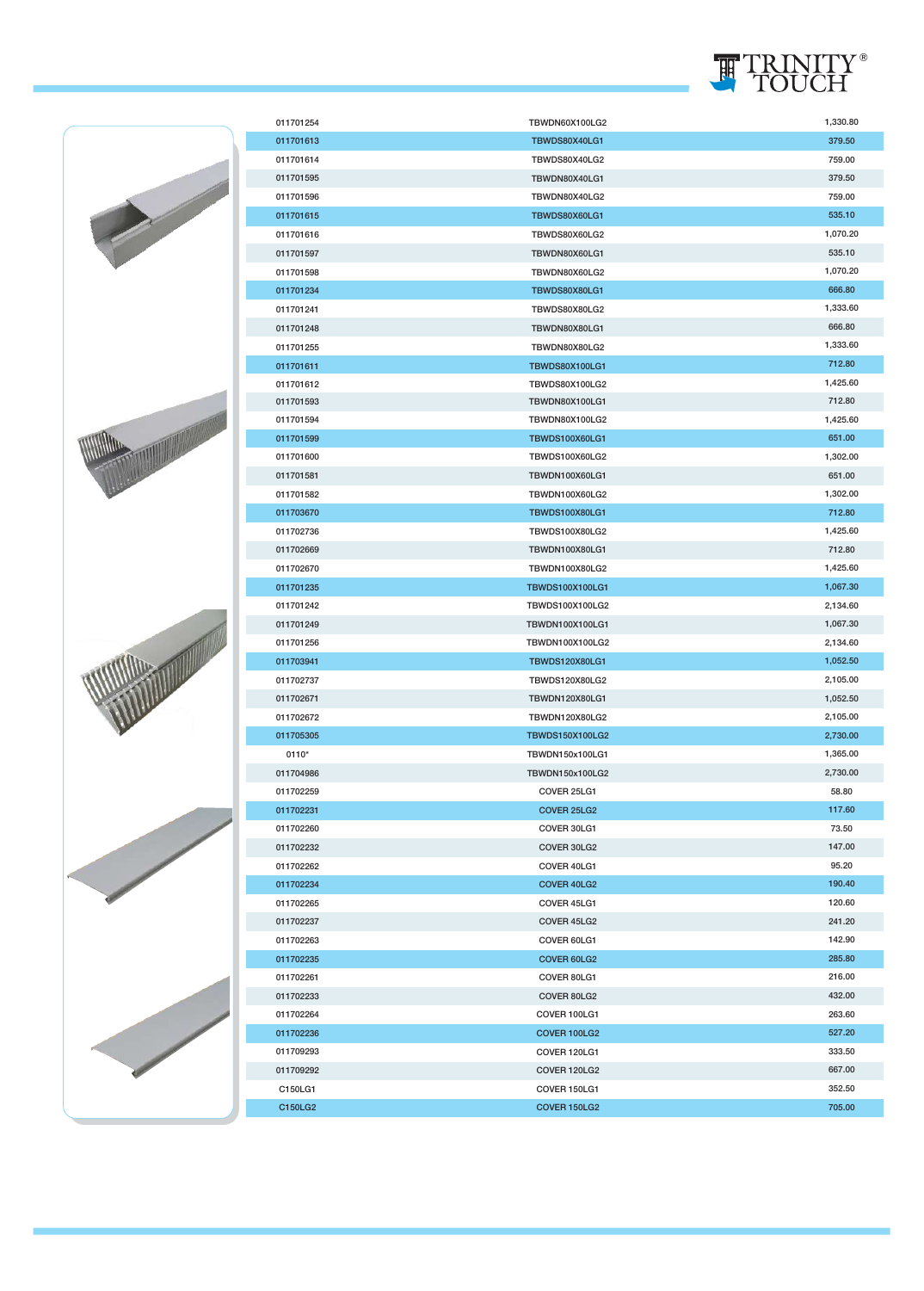| | | |
|---|---|---|
| 011701254 | TBWDN60X100LG2 | 1,330.80 |
| 011701613 | TBWDS80X40LG1 | 379.50 |
| 011701614 | TBWDS80X40LG2 | 759.00 |
| 011701595 | TBWDN80X40LG1 | 379.50 |
| 011701596 | TBWDN80X40LG2 | 759.00 |
| 011701615 | TBWDS80X60LG1 | 535.10 |
| 011701616 | TBWDS80X60LG2 | 1,070.20 |
| 011701597 | TBWDN80X60LG1 | 535.10 |
| 011701598 | TBWDN80X60LG2 | 1,070.20 |
| 011701234 | TBWDS80X80LG1 | 666.80 |
| 011701241 | TBWDS80X80LG2 | 1,333.60 |
| 011701248 | TBWDN80X80LG1 | 666.80 |
| 011701255 | TBWDN80X80LG2 | 1,333.60 |
| 011701611 | TBWDS80X100LG1 | 712.80 |
| 011701612 | TBWDS80X100LG2 | 1,425.60 |
| 011701593 | TBWDN80X100LG1 | 712.80 |
| 011701594 | TBWDN80X100LG2 | 1,425.60 |
| 011701599 | TBWDS100X60LG1 | 651.00 |
| 011701600 | TBWDS100X60LG2 | 1,302.00 |
| 011701581 | TBWDN100X60LG1 | 651.00 |
| 011701582 | TBWDN100X60LG2 | 1,302.00 |
| 011703670 | TBWDS100X80LG1 | 712.80 |
| 011702736 | TBWDS100X80LG2 | 1,425.60 |
| 011702669 | TBWDN100X80LG1 | 712.80 |
| 011702670 | TBWDN100X80LG2 | 1,425.60 |
| 011701235 | TBWDS100X100LG1 | 1,067.30 |
| 011701242 | TBWDS100X100LG2 | 2,134.60 |
| 011701249 | TBWDN100X100LG1 | 1,067.30 |
| 011701256 | TBWDN100X100LG2 | 2,134.60 |
| 011703941 | TBWDS120X80LG1 | 1,052.50 |
| 011702737 | TBWDS120X80LG2 | 2,105.00 |
| 011702671 | TBWDN120X80LG1 | 1,052.50 |
| 011702672 | TBWDN120X80LG2 | 2,105.00 |
| 011705305 | TBWDS150X100LG2 | 2,730.00 |
| 0110* | TBWDN150x100LG1 | 1,365.00 |
| 011704986 | TBWDN150x100LG2 | 2,730.00 |
| 011702259 | COVER 25LG1 | 58.80 |
| 011702231 | COVER 25LG2 | 117.60 |
| 011702260 | COVER 30LG1 | 73.50 |
| 011702232 | COVER 30LG2 | 147.00 |
| 011702262 | COVER 40LG1 | 95.20 |
| 011702234 | COVER 40LG2 | 190.40 |
| 011702265 | COVER 45LG1 | 120.60 |
| 011702237 | COVER 45LG2 | 241.20 |
| 011702263 | COVER 60LG1 | 142.90 |
| 011702235 | COVER 60LG2 | 285.80 |
| 011702261 | COVER 80LG1 | 216.00 |
| 011702233 | COVER 80LG2 | 432.00 |
| 011702264 | COVER 100LG1 | 263.60 |
| 011702236 | COVER 100LG2 | 527.20 |
| 011709293 | COVER 120LG1 | 333.50 |
| 011709292 | COVER 120LG2 | 667.00 |
| C150LG1 | COVER 150LG1 | 352.50 |
| C150LG2 | COVER 150LG2 | 705.00 |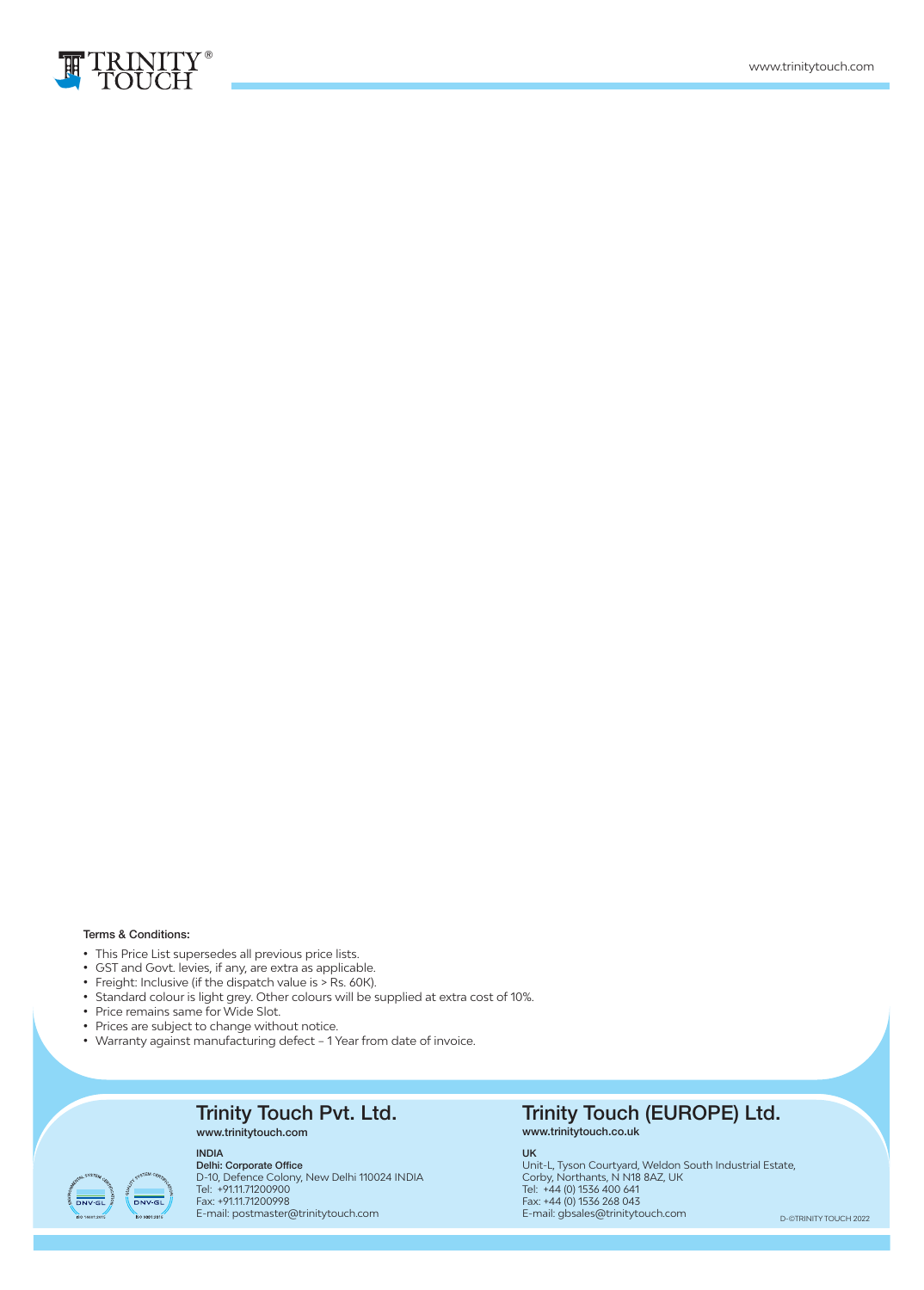**Terms & Conditions:**

- This Price List supersedes all previous price lists.
- GST and Govt. levies, if any, are extra as applicable.
- Freight: Inclusive (if the dispatch value is > Rs. 60K).
- Standard colour is light grey. Other colours will be supplied at extra cost of 10%.
- Price remains same for Wide Slot.
- Prices are subject to change without notice.
- Warranty against manufacturing defect – 1 Year from date of invoice.

## Trinity Touch Pvt. Ltd.

**www.trinitytouch.com**

**INDIA**
**Delhi: Corporate Office**
D-10, Defence Colony, New Delhi 110024 INDIA
Tel: +91.11.71200900
Fax: +91.11.71200998
E-mail: postmaster@trinitytouch.com

## Trinity Touch (EUROPE) Ltd.

**www.trinitytouch.co.uk**

**UK**
Unit-L, Tyson Courtyard, Weldon South Industrial Estate,
Corby, Northants, N N18 8AZ, UK
Tel: +44 (0) 1536 400 641
Fax: +44 (0) 1536 268 043
E-mail: gbsales@trinitytouch.com

D-©TRINITY TOUCH 2022